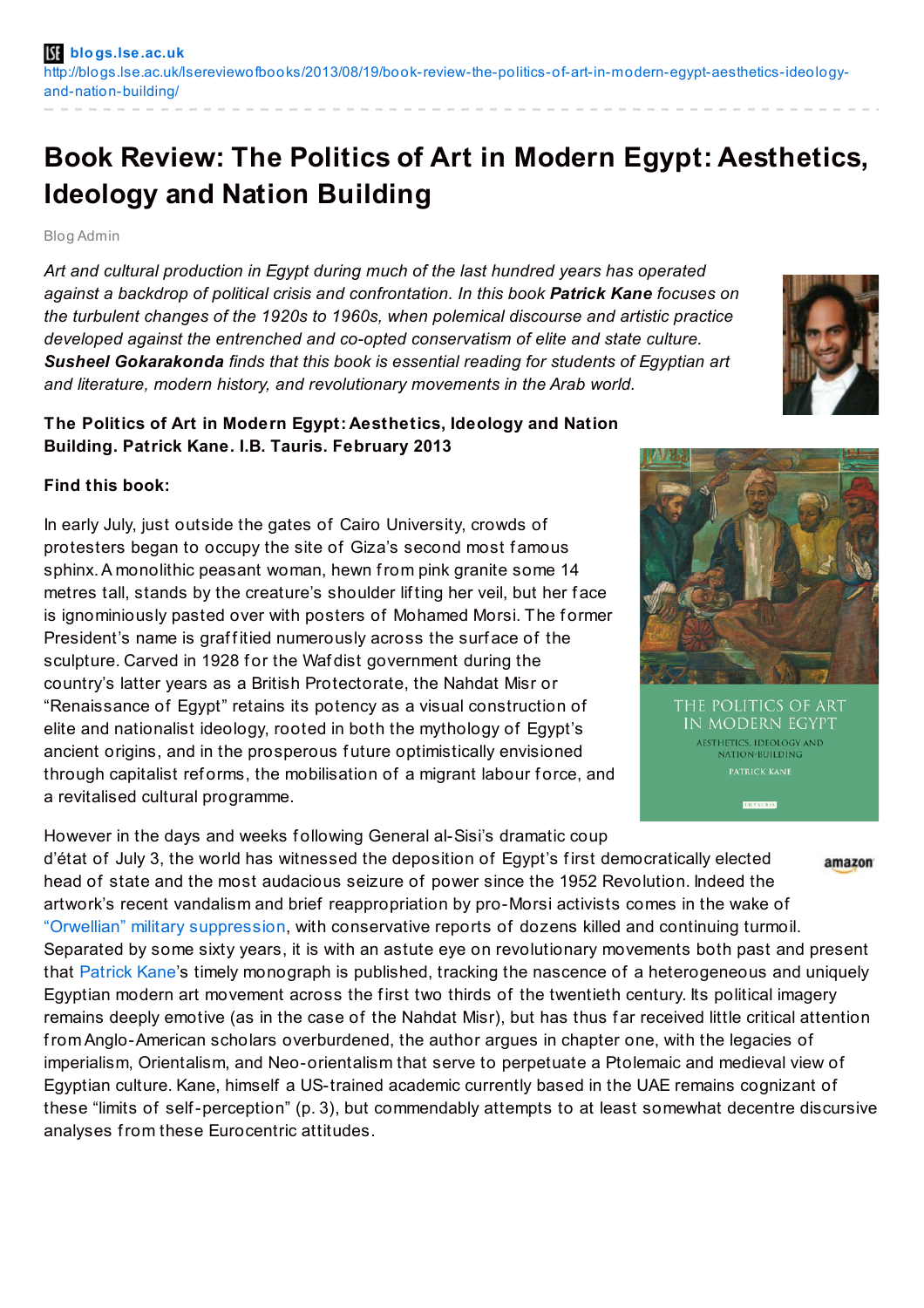**blogs.lse.ac.uk**
http://blogs.lse.ac.uk/lsereviewofbooks/2013/08/19/book-review-the-politics-of-art-in-modern-egypt-aesthetics-ideology-and-nation-building/

# Book Review: The Politics of Art in Modern Egypt: Aesthetics, Ideology and Nation Building

Blog Admin

*Art and cultural production in Egypt during much of the last hundred years has operated against a backdrop of political crisis and confrontation. In this book **Patrick Kane** focuses on the turbulent changes of the 1920s to 1960s, when polemical discourse and artistic practice developed against the entrenched and co-opted conservatism of elite and state culture. **Susheel Gokarakonda** finds that this book is essential reading for students of Egyptian art and literature, modern history, and revolutionary movements in the Arab world.*

**The Politics of Art in Modern Egypt: Aesthetics, Ideology and Nation Building. Patrick Kane. I.B. Tauris. February 2013**

**Find this book:**

In early July, just outside the gates of Cairo University, crowds of protesters began to occupy the site of Giza's second most famous sphinx. A monolithic peasant woman, hewn from pink granite some 14 metres tall, stands by the creature's shoulder lifting her veil, but her face is ignominiously pasted over with posters of Mohamed Morsi. The former President's name is graffitied numerously across the surface of the sculpture. Carved in 1928 for the Wafdist government during the country's latter years as a British Protectorate, the Nahdat Misr or "Renaissance of Egypt" retains its potency as a visual construction of elite and nationalist ideology, rooted in both the mythology of Egypt's ancient origins, and in the prosperous future optimistically envisioned through capitalist reforms, the mobilisation of a migrant labour force, and a revitalised cultural programme.

However in the days and weeks following General al-Sisi's dramatic coup d'état of July 3, the world has witnessed the deposition of Egypt's first democratically elected head of state and the most audacious seizure of power since the 1952 Revolution. Indeed the artwork's recent vandalism and brief reappropriation by pro-Morsi activists comes in the wake of "Orwellian" military suppression, with conservative reports of dozens killed and continuing turmoil. Separated by some sixty years, it is with an astute eye on revolutionary movements both past and present that Patrick Kane's timely monograph is published, tracking the nascence of a heterogeneous and uniquely Egyptian modern art movement across the first two thirds of the twentieth century. Its political imagery remains deeply emotive (as in the case of the Nahdat Misr), but has thus far received little critical attention from Anglo-American scholars overburdened, the author argues in chapter one, with the legacies of imperialism, Orientalism, and Neo-orientalism that serve to perpetuate a Ptolemaic and medieval view of Egyptian culture. Kane, himself a US-trained academic currently based in the UAE remains cognizant of these "limits of self-perception" (p. 3), but commendably attempts to at least somewhat decentre discursive analyses from these Eurocentric attitudes.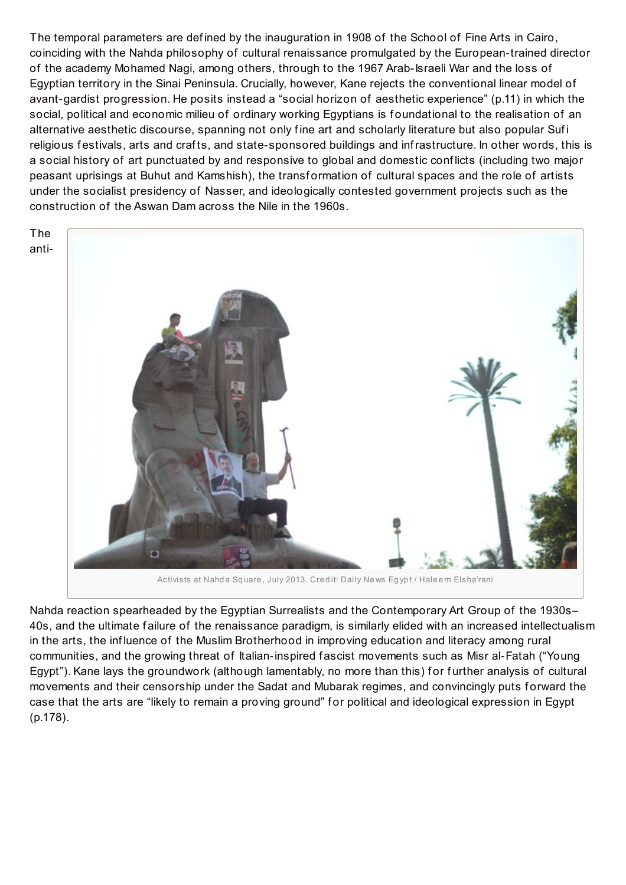The temporal parameters are defined by the inauguration in 1908 of the School of Fine Arts in Cairo, coinciding with the Nahda philosophy of cultural renaissance promulgated by the European-trained director of the academy Mohamed Nagi, among others, through to the 1967 Arab-Israeli War and the loss of Egyptian territory in the Sinai Peninsula. Crucially, however, Kane rejects the conventional linear model of avant-gardist progression. He posits instead a "social horizon of aesthetic experience" (p.11) in which the social, political and economic milieu of ordinary working Egyptians is foundational to the realisation of an alternative aesthetic discourse, spanning not only fine art and scholarly literature but also popular Sufi religious festivals, arts and crafts, and state-sponsored buildings and infrastructure. In other words, this is a social history of art punctuated by and responsive to global and domestic conflicts (including two major peasant uprisings at Buhut and Kamshish), the transformation of cultural spaces and the role of artists under the socialist presidency of Nasser, and ideologically contested government projects such as the construction of the Aswan Dam across the Nile in the 1960s.

Activists at Nahda Square, July 2013. Credit: Daily News Egypt / Haleem Elsha'rani

The anti-Nahda reaction spearheaded by the Egyptian Surrealists and the Contemporary Art Group of the 1930s–40s, and the ultimate failure of the renaissance paradigm, is similarly elided with an increased intellectualism in the arts, the influence of the Muslim Brotherhood in improving education and literacy among rural communities, and the growing threat of Italian-inspired fascist movements such as Misr al-Fatah ("Young Egypt"). Kane lays the groundwork (although lamentably, no more than this) for further analysis of cultural movements and their censorship under the Sadat and Mubarak regimes, and convincingly puts forward the case that the arts are "likely to remain a proving ground" for political and ideological expression in Egypt (p.178).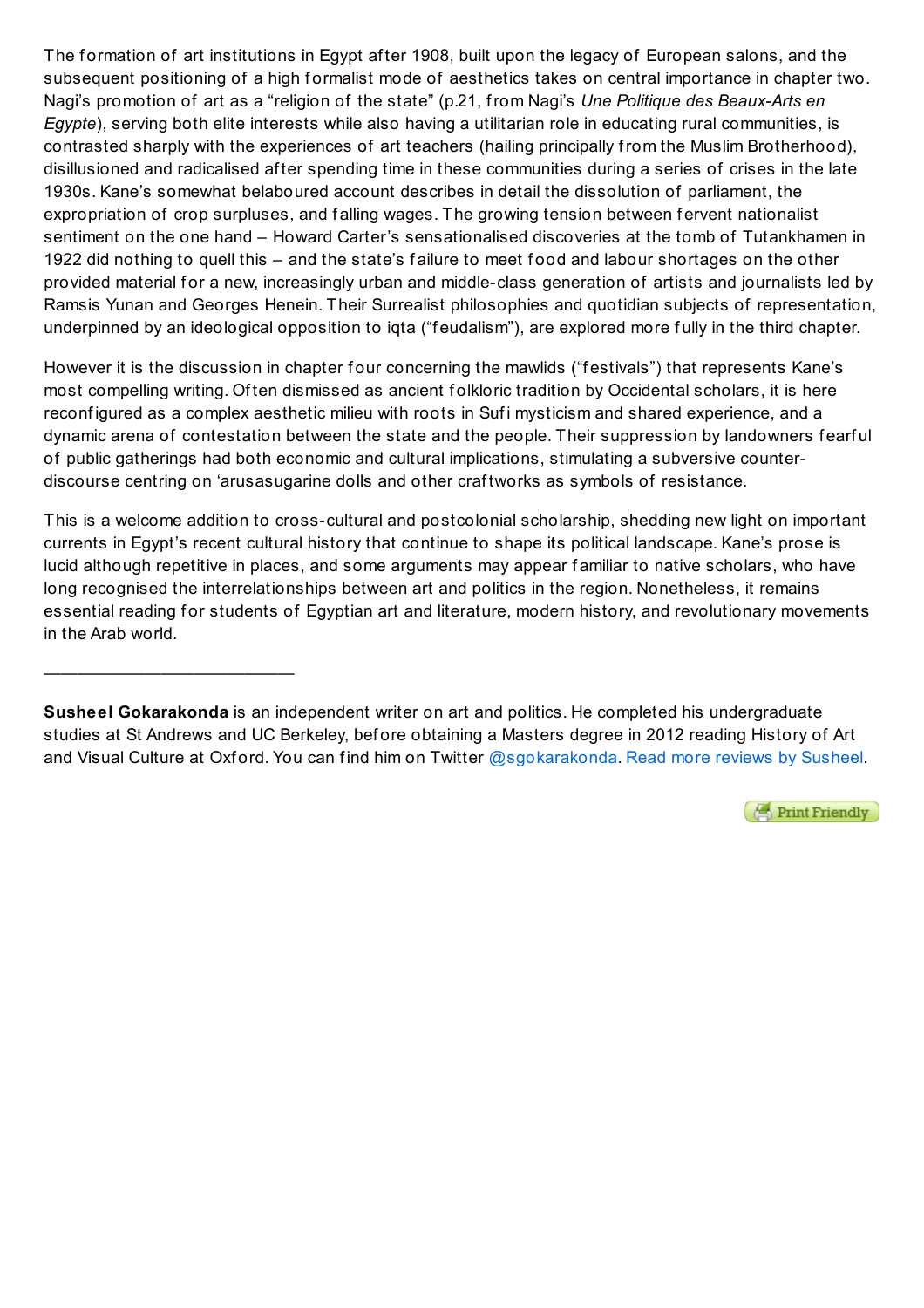The formation of art institutions in Egypt after 1908, built upon the legacy of European salons, and the subsequent positioning of a high formalist mode of aesthetics takes on central importance in chapter two. Nagi's promotion of art as a "religion of the state" (p.21, from Nagi's *Une Politique des Beaux-Arts en Egypte*), serving both elite interests while also having a utilitarian role in educating rural communities, is contrasted sharply with the experiences of art teachers (hailing principally from the Muslim Brotherhood), disillusioned and radicalised after spending time in these communities during a series of crises in the late 1930s. Kane's somewhat belaboured account describes in detail the dissolution of parliament, the expropriation of crop surpluses, and falling wages. The growing tension between fervent nationalist sentiment on the one hand – Howard Carter's sensationalised discoveries at the tomb of Tutankhamen in 1922 did nothing to quell this – and the state's failure to meet food and labour shortages on the other provided material for a new, increasingly urban and middle-class generation of artists and journalists led by Ramsis Yunan and Georges Henein. Their Surrealist philosophies and quotidian subjects of representation, underpinned by an ideological opposition to iqta ("feudalism"), are explored more fully in the third chapter.

However it is the discussion in chapter four concerning the mawlids ("festivals") that represents Kane's most compelling writing. Often dismissed as ancient folkloric tradition by Occidental scholars, it is here reconfigured as a complex aesthetic milieu with roots in Sufi mysticism and shared experience, and a dynamic arena of contestation between the state and the people. Their suppression by landowners fearful of public gatherings had both economic and cultural implications, stimulating a subversive counter-discourse centring on 'arusasugarine dolls and other craftworks as symbols of resistance.

This is a welcome addition to cross-cultural and postcolonial scholarship, shedding new light on important currents in Egypt's recent cultural history that continue to shape its political landscape. Kane's prose is lucid although repetitive in places, and some arguments may appear familiar to native scholars, who have long recognised the interrelationships between art and politics in the region. Nonetheless, it remains essential reading for students of Egyptian art and literature, modern history, and revolutionary movements in the Arab world.

---

**Susheel Gokarakonda** is an independent writer on art and politics. He completed his undergraduate studies at St Andrews and UC Berkeley, before obtaining a Masters degree in 2012 reading History of Art and Visual Culture at Oxford. You can find him on Twitter @sgokarakonda. Read more reviews by Susheel.